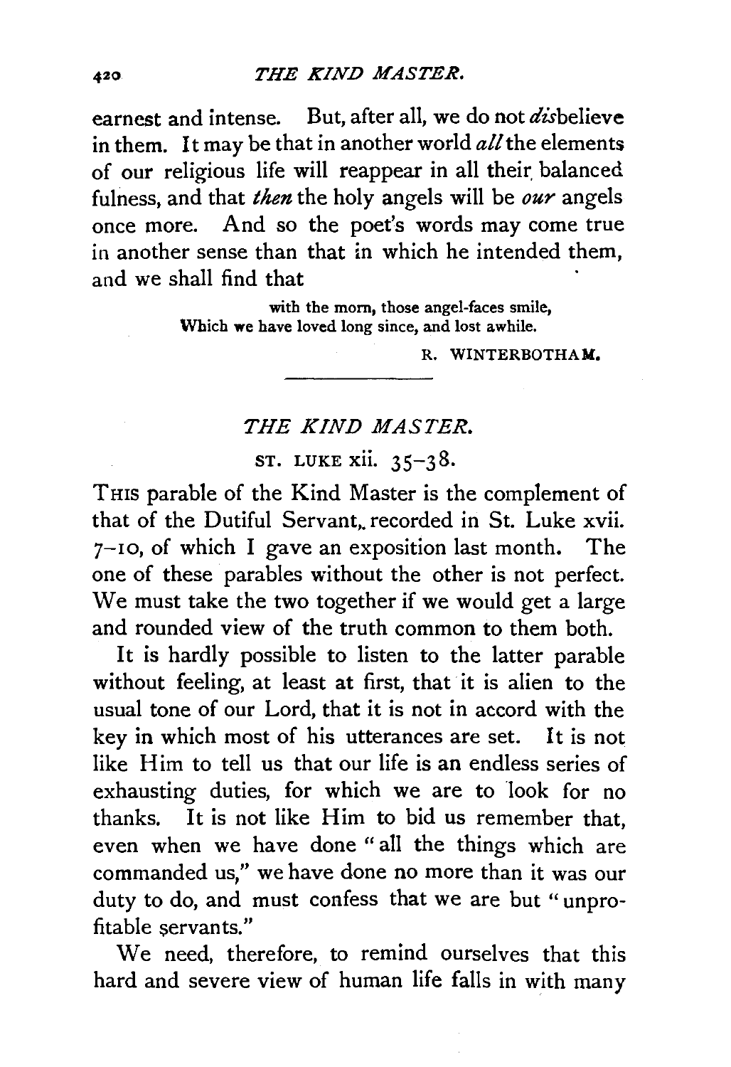earnest and intense. But, after all, we do not *dis*believe in them. It may be that in another world *all* the elements of our religious life will reappear in all their balanced fulness, and that *then* the holy angels will be *our* angels once more. And so the poet's words may come true in another sense than that in which he intended them, and we shall find that

> with the morn, those angel-faces smile,
> Which we have loved long since, and lost awhile.

R. WINTERBOTHAM.

---

## *THE KIND MASTER.*

### ST. LUKE xii. 35–38.

THIS parable of the Kind Master is the complement of that of the Dutiful Servant, recorded in St. Luke xvii. 7–10, of which I gave an exposition last month. The one of these parables without the other is not perfect. We must take the two together if we would get a large and rounded view of the truth common to them both.

It is hardly possible to listen to the latter parable without feeling, at least at first, that it is alien to the usual tone of our Lord, that it is not in accord with the key in which most of his utterances are set. It is not like Him to tell us that our life is an endless series of exhausting duties, for which we are to look for no thanks. It is not like Him to bid us remember that, even when we have done "all the things which are commanded us," we have done no more than it was our duty to do, and must confess that we are but "unprofitable servants."

We need, therefore, to remind ourselves that this hard and severe view of human life falls in with many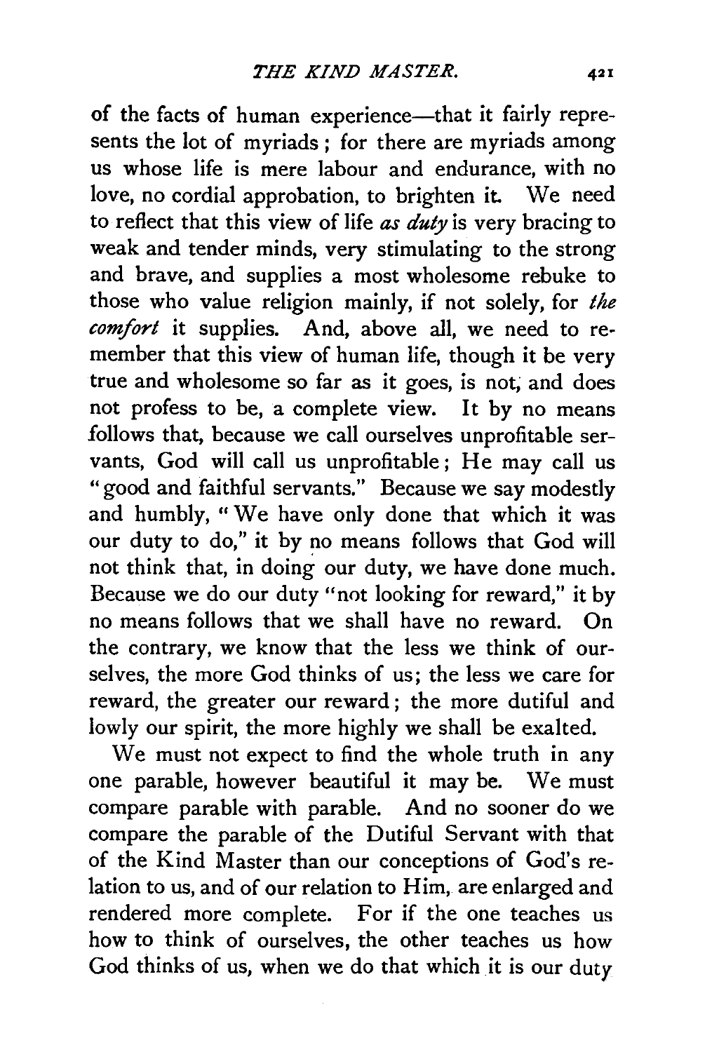of the facts of human experience—that it fairly represents the lot of myriads; for there are myriads among us whose life is mere labour and endurance, with no love, no cordial approbation, to brighten it. We need to reflect that this view of life *as duty* is very bracing to weak and tender minds, very stimulating to the strong and brave, and supplies a most wholesome rebuke to those who value religion mainly, if not solely, for *the comfort* it supplies. And, above all, we need to remember that this view of human life, though it be very true and wholesome so far as it goes, is not, and does not profess to be, a complete view. It by no means follows that, because we call ourselves unprofitable servants, God will call us unprofitable; He may call us "good and faithful servants." Because we say modestly and humbly, "We have only done that which it was our duty to do," it by no means follows that God will not think that, in doing our duty, we have done much. Because we do our duty "not looking for reward," it by no means follows that we shall have no reward. On the contrary, we know that the less we think of ourselves, the more God thinks of us; the less we care for reward, the greater our reward; the more dutiful and lowly our spirit, the more highly we shall be exalted.

We must not expect to find the whole truth in any one parable, however beautiful it may be. We must compare parable with parable. And no sooner do we compare the parable of the Dutiful Servant with that of the Kind Master than our conceptions of God's relation to us, and of our relation to Him, are enlarged and rendered more complete. For if the one teaches us how to think of ourselves, the other teaches us how God thinks of us, when we do that which it is our duty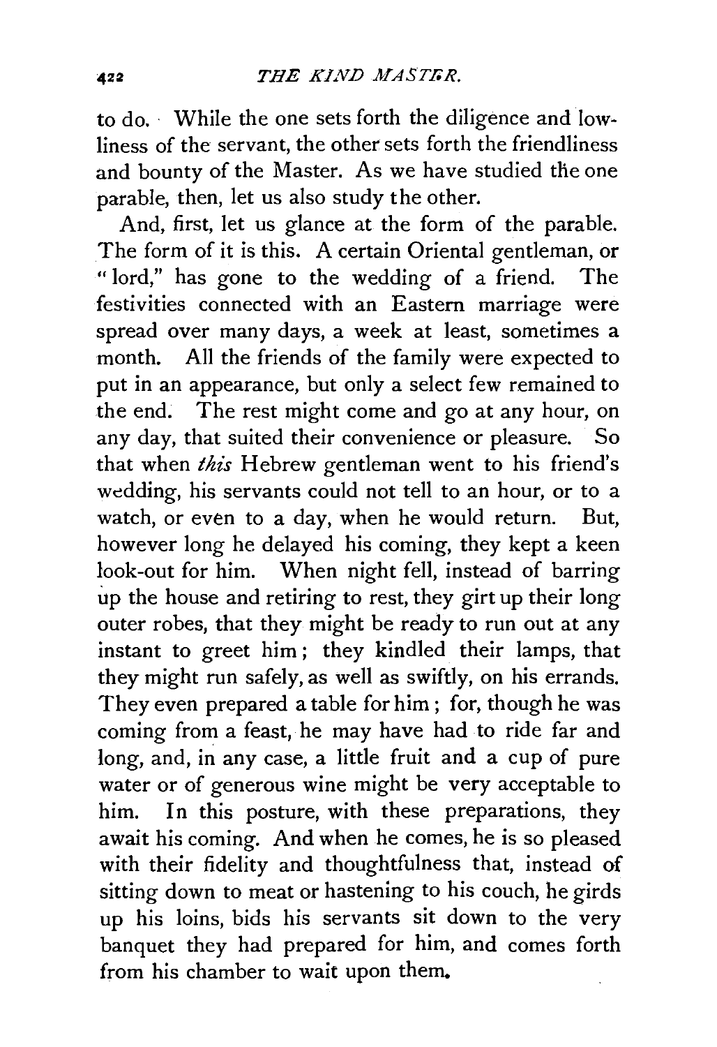to do. While the one sets forth the diligence and lowliness of the servant, the other sets forth the friendliness and bounty of the Master. As we have studied the one parable, then, let us also study the other.

And, first, let us glance at the form of the parable. The form of it is this. A certain Oriental gentleman, or "lord," has gone to the wedding of a friend. The festivities connected with an Eastern marriage were spread over many days, a week at least, sometimes a month. All the friends of the family were expected to put in an appearance, but only a select few remained to the end. The rest might come and go at any hour, on any day, that suited their convenience or pleasure. So that when *this* Hebrew gentleman went to his friend's wedding, his servants could not tell to an hour, or to a watch, or even to a day, when he would return. But, however long he delayed his coming, they kept a keen look-out for him. When night fell, instead of barring up the house and retiring to rest, they girt up their long outer robes, that they might be ready to run out at any instant to greet him; they kindled their lamps, that they might run safely, as well as swiftly, on his errands. They even prepared a table for him; for, though he was coming from a feast, he may have had to ride far and long, and, in any case, a little fruit and a cup of pure water or of generous wine might be very acceptable to him. In this posture, with these preparations, they await his coming. And when he comes, he is so pleased with their fidelity and thoughtfulness that, instead of sitting down to meat or hastening to his couch, he girds up his loins, bids his servants sit down to the very banquet they had prepared for him, and comes forth from his chamber to wait upon them.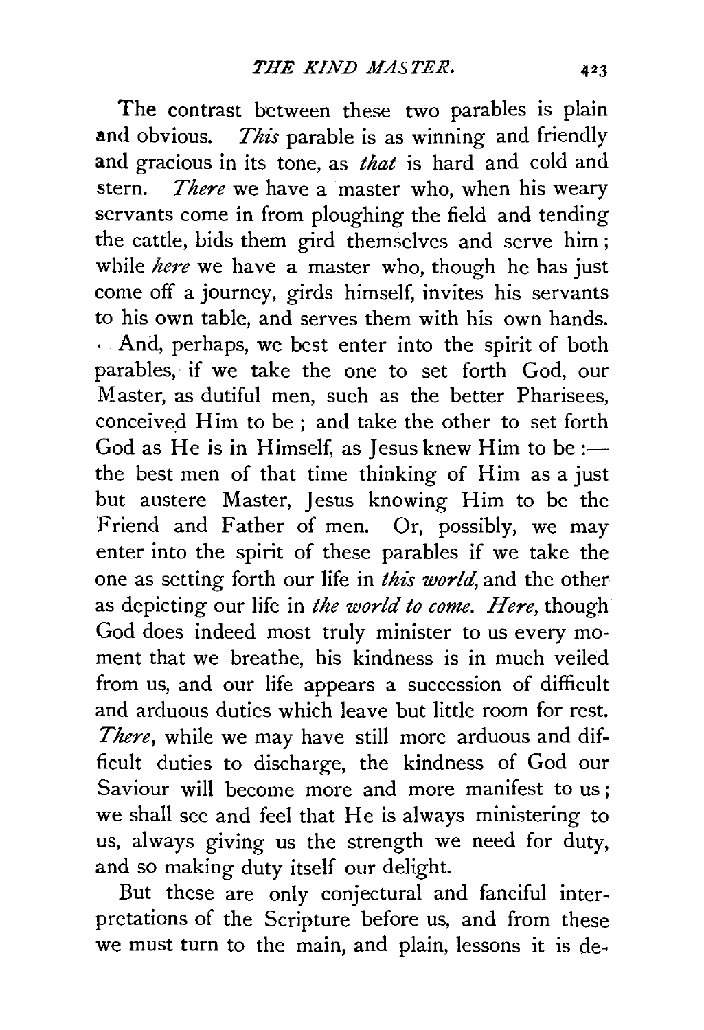The contrast between these two parables is plain and obvious. *This* parable is as winning and friendly and gracious in its tone, as *that* is hard and cold and stern. *There* we have a master who, when his weary servants come in from ploughing the field and tending the cattle, bids them gird themselves and serve him; while *here* we have a master who, though he has just come off a journey, girds himself, invites his servants to his own table, and serves them with his own hands.

And, perhaps, we best enter into the spirit of both parables, if we take the one to set forth God, our Master, as dutiful men, such as the better Pharisees, conceived Him to be; and take the other to set forth God as He is in Himself, as Jesus knew Him to be:—the best men of that time thinking of Him as a just but austere Master, Jesus knowing Him to be the Friend and Father of men. Or, possibly, we may enter into the spirit of these parables if we take the one as setting forth our life in *this world*, and the other as depicting our life in *the world to come*. *Here*, though God does indeed most truly minister to us every moment that we breathe, his kindness is in much veiled from us, and our life appears a succession of difficult and arduous duties which leave but little room for rest. *There*, while we may have still more arduous and difficult duties to discharge, the kindness of God our Saviour will become more and more manifest to us; we shall see and feel that He is always ministering to us, always giving us the strength we need for duty, and so making duty itself our delight.

But these are only conjectural and fanciful interpretations of the Scripture before us, and from these we must turn to the main, and plain, lessons it is de-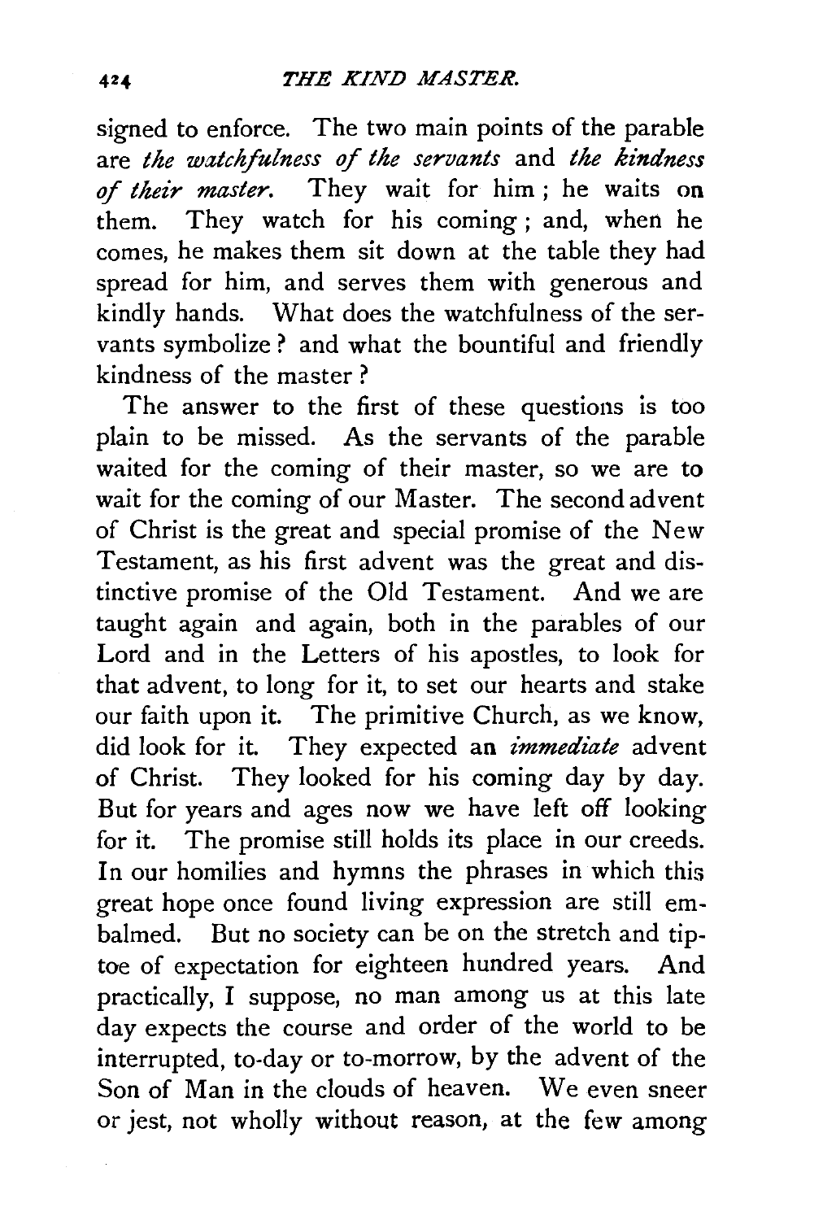signed to enforce. The two main points of the parable are *the watchfulness of the servants* and *the kindness of their master*. They wait for him; he waits on them. They watch for his coming; and, when he comes, he makes them sit down at the table they had spread for him, and serves them with generous and kindly hands. What does the watchfulness of the servants symbolize? and what the bountiful and friendly kindness of the master?

The answer to the first of these questions is too plain to be missed. As the servants of the parable waited for the coming of their master, so we are to wait for the coming of our Master. The second advent of Christ is the great and special promise of the New Testament, as his first advent was the great and distinctive promise of the Old Testament. And we are taught again and again, both in the parables of our Lord and in the Letters of his apostles, to look for that advent, to long for it, to set our hearts and stake our faith upon it. The primitive Church, as we know, did look for it. They expected an *immediate* advent of Christ. They looked for his coming day by day. But for years and ages now we have left off looking for it. The promise still holds its place in our creeds. In our homilies and hymns the phrases in which this great hope once found living expression are still embalmed. But no society can be on the stretch and tiptoe of expectation for eighteen hundred years. And practically, I suppose, no man among us at this late day expects the course and order of the world to be interrupted, to-day or to-morrow, by the advent of the Son of Man in the clouds of heaven. We even sneer or jest, not wholly without reason, at the few among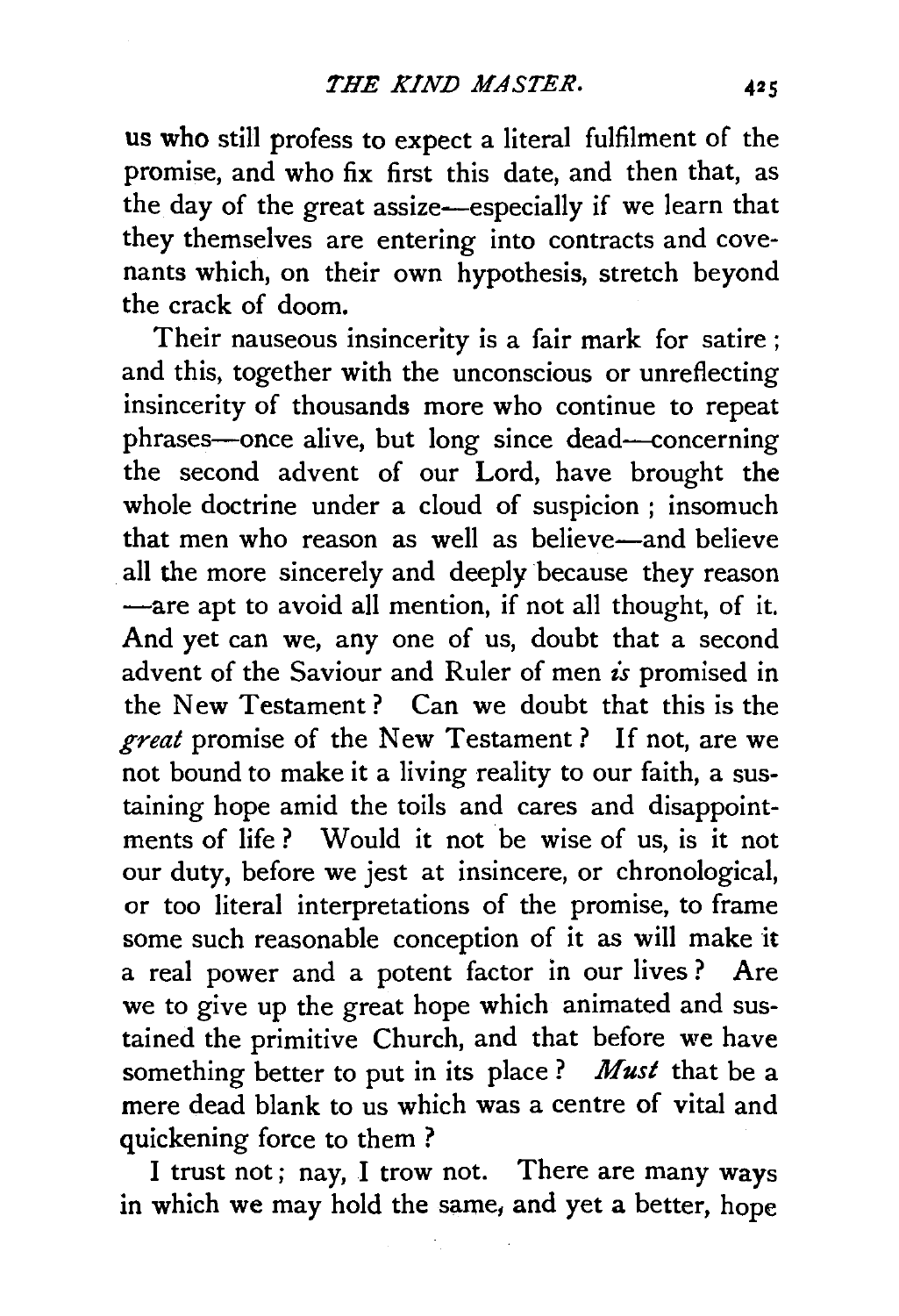us who still profess to expect a literal fulfilment of the promise, and who fix first this date, and then that, as the day of the great assize—especially if we learn that they themselves are entering into contracts and covenants which, on their own hypothesis, stretch beyond the crack of doom.

Their nauseous insincerity is a fair mark for satire; and this, together with the unconscious or unreflecting insincerity of thousands more who continue to repeat phrases—once alive, but long since dead—concerning the second advent of our Lord, have brought the whole doctrine under a cloud of suspicion; insomuch that men who reason as well as believe—and believe all the more sincerely and deeply because they reason—are apt to avoid all mention, if not all thought, of it. And yet can we, any one of us, doubt that a second advent of the Saviour and Ruler of men *is* promised in the New Testament? Can we doubt that this is the *great* promise of the New Testament? If not, are we not bound to make it a living reality to our faith, a sustaining hope amid the toils and cares and disappointments of life? Would it not be wise of us, is it not our duty, before we jest at insincere, or chronological, or too literal interpretations of the promise, to frame some such reasonable conception of it as will make it a real power and a potent factor in our lives? Are we to give up the great hope which animated and sustained the primitive Church, and that before we have something better to put in its place? *Must* that be a mere dead blank to us which was a centre of vital and quickening force to them?

I trust not; nay, I trow not. There are many ways in which we may hold the same, and yet a better, hope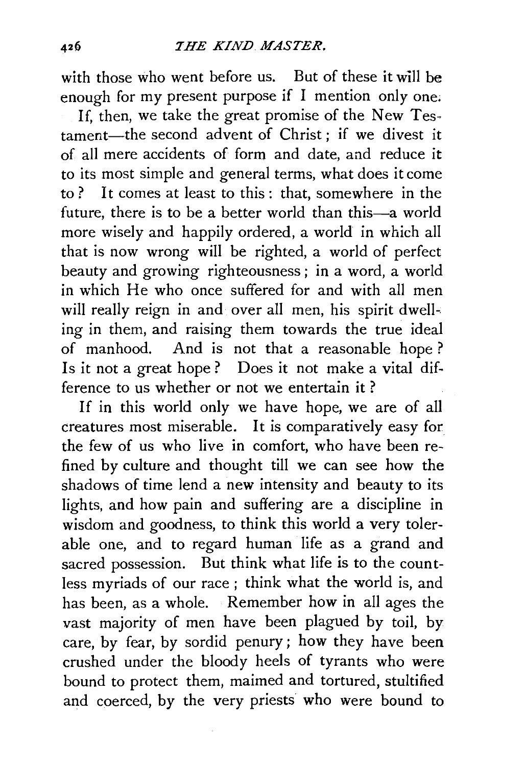with those who went before us. But of these it will be enough for my present purpose if I mention only one.

If, then, we take the great promise of the New Testament—the second advent of Christ; if we divest it of all mere accidents of form and date, and reduce it to its most simple and general terms, what does it come to? It comes at least to this: that, somewhere in the future, there is to be a better world than this—a world more wisely and happily ordered, a world in which all that is now wrong will be righted, a world of perfect beauty and growing righteousness; in a word, a world in which He who once suffered for and with all men will really reign in and over all men, his spirit dwelling in them, and raising them towards the true ideal of manhood. And is not that a reasonable hope? Is it not a great hope? Does it not make a vital difference to us whether or not we entertain it?

If in this world only we have hope, we are of all creatures most miserable. It is comparatively easy for the few of us who live in comfort, who have been refined by culture and thought till we can see how the shadows of time lend a new intensity and beauty to its lights, and how pain and suffering are a discipline in wisdom and goodness, to think this world a very tolerable one, and to regard human life as a grand and sacred possession. But think what life is to the countless myriads of our race; think what the world is, and has been, as a whole. Remember how in all ages the vast majority of men have been plagued by toil, by care, by fear, by sordid penury; how they have been crushed under the bloody heels of tyrants who were bound to protect them, maimed and tortured, stultified and coerced, by the very priests who were bound to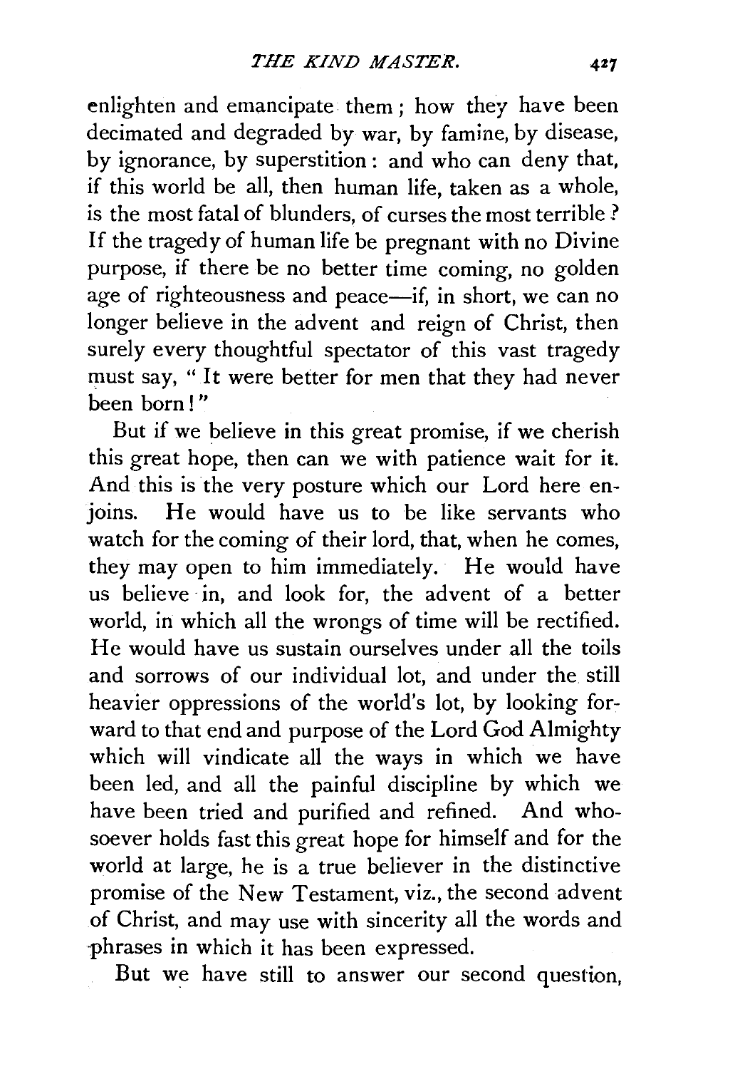enlighten and emancipate them; how they have been decimated and degraded by war, by famine, by disease, by ignorance, by superstition: and who can deny that, if this world be all, then human life, taken as a whole, is the most fatal of blunders, of curses the most terrible? If the tragedy of human life be pregnant with no Divine purpose, if there be no better time coming, no golden age of righteousness and peace—if, in short, we can no longer believe in the advent and reign of Christ, then surely every thoughtful spectator of this vast tragedy must say, "It were better for men that they had never been born!"

But if we believe in this great promise, if we cherish this great hope, then can we with patience wait for it. And this is the very posture which our Lord here enjoins. He would have us to be like servants who watch for the coming of their lord, that, when he comes, they may open to him immediately. He would have us believe in, and look for, the advent of a better world, in which all the wrongs of time will be rectified. He would have us sustain ourselves under all the toils and sorrows of our individual lot, and under the still heavier oppressions of the world's lot, by looking forward to that end and purpose of the Lord God Almighty which will vindicate all the ways in which we have been led, and all the painful discipline by which we have been tried and purified and refined. And whosoever holds fast this great hope for himself and for the world at large, he is a true believer in the distinctive promise of the New Testament, viz., the second advent of Christ, and may use with sincerity all the words and phrases in which it has been expressed.

But we have still to answer our second question,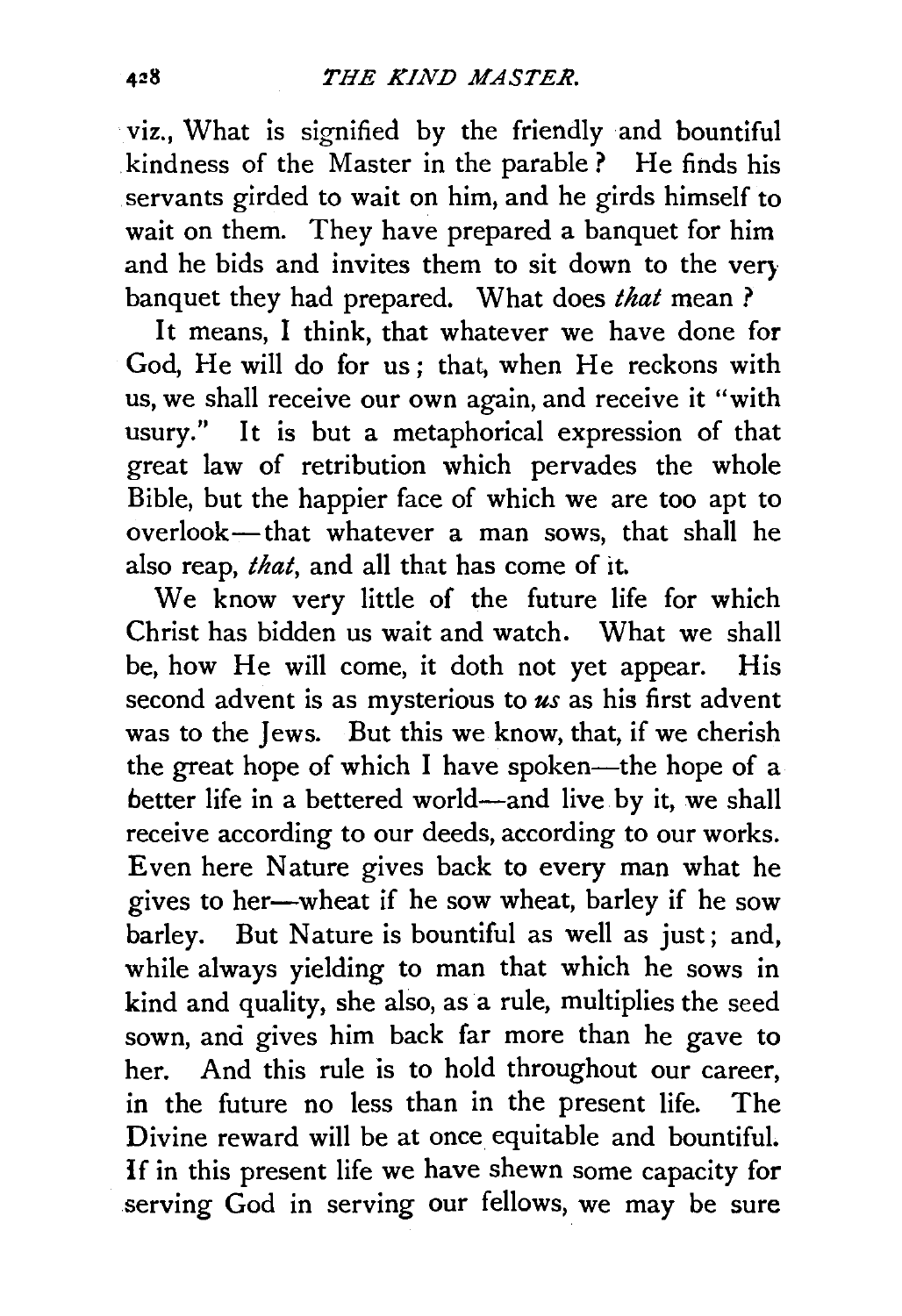viz., What is signified by the friendly and bountiful kindness of the Master in the parable? He finds his servants girded to wait on him, and he girds himself to wait on them. They have prepared a banquet for him and he bids and invites them to sit down to the very banquet they had prepared. What does *that* mean?

It means, I think, that whatever we have done for God, He will do for us; that, when He reckons with us, we shall receive our own again, and receive it "with usury." It is but a metaphorical expression of that great law of retribution which pervades the whole Bible, but the happier face of which we are too apt to overlook—that whatever a man sows, that shall he also reap, *that*, and all that has come of it.

We know very little of the future life for which Christ has bidden us wait and watch. What we shall be, how He will come, it doth not yet appear. His second advent is as mysterious to *us* as his first advent was to the Jews. But this we know, that, if we cherish the great hope of which I have spoken—the hope of a better life in a bettered world—and live by it, we shall receive according to our deeds, according to our works. Even here Nature gives back to every man what he gives to her—wheat if he sow wheat, barley if he sow barley. But Nature is bountiful as well as just; and, while always yielding to man that which he sows in kind and quality, she also, as a rule, multiplies the seed sown, and gives him back far more than he gave to her. And this rule is to hold throughout our career, in the future no less than in the present life. The Divine reward will be at once equitable and bountiful. If in this present life we have shewn some capacity for serving God in serving our fellows, we may be sure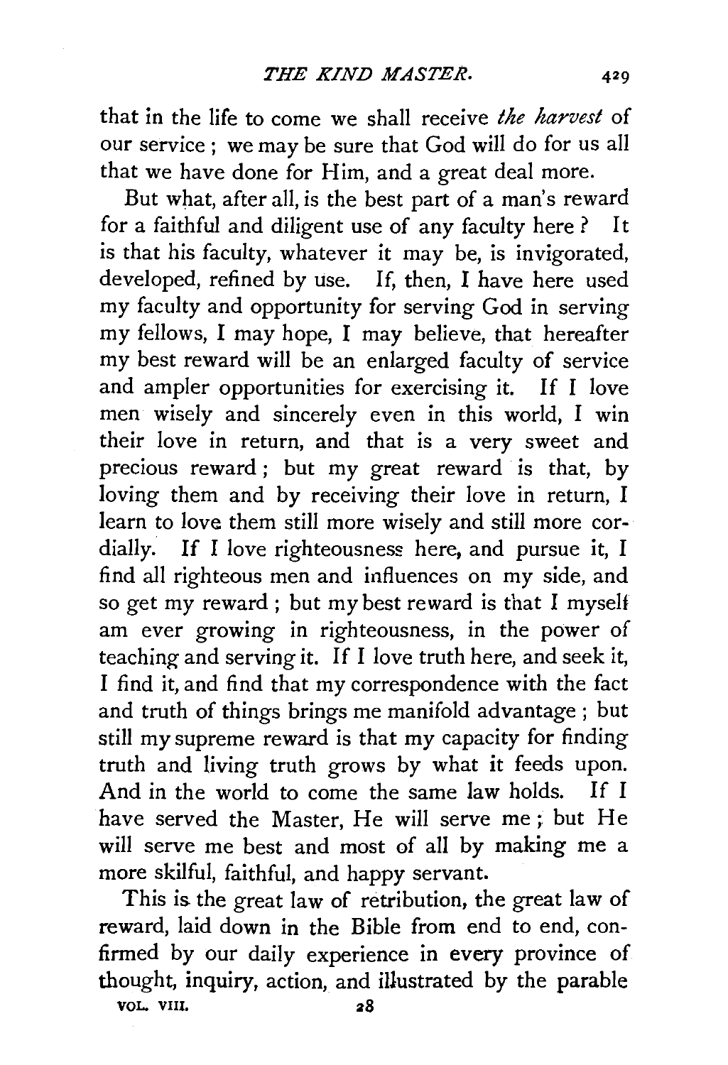that in the life to come we shall receive *the harvest* of our service; we may be sure that God will do for us all that we have done for Him, and a great deal more.

But what, after all, is the best part of a man's reward for a faithful and diligent use of any faculty here? It is that his faculty, whatever it may be, is invigorated, developed, refined by use. If, then, I have here used my faculty and opportunity for serving God in serving my fellows, I may hope, I may believe, that hereafter my best reward will be an enlarged faculty of service and ampler opportunities for exercising it. If I love men wisely and sincerely even in this world, I win their love in return, and that is a very sweet and precious reward; but my great reward is that, by loving them and by receiving their love in return, I learn to love them still more wisely and still more cordially. If I love righteousness here, and pursue it, I find all righteous men and influences on my side, and so get my reward; but my best reward is that I myself am ever growing in righteousness, in the power of teaching and serving it. If I love truth here, and seek it, I find it, and find that my correspondence with the fact and truth of things brings me manifold advantage; but still my supreme reward is that my capacity for finding truth and living truth grows by what it feeds upon. And in the world to come the same law holds. If I have served the Master, He will serve me; but He will serve me best and most of all by making me a more skilful, faithful, and happy servant.

This is the great law of retribution, the great law of reward, laid down in the Bible from end to end, confirmed by our daily experience in every province of thought, inquiry, action, and illustrated by the parable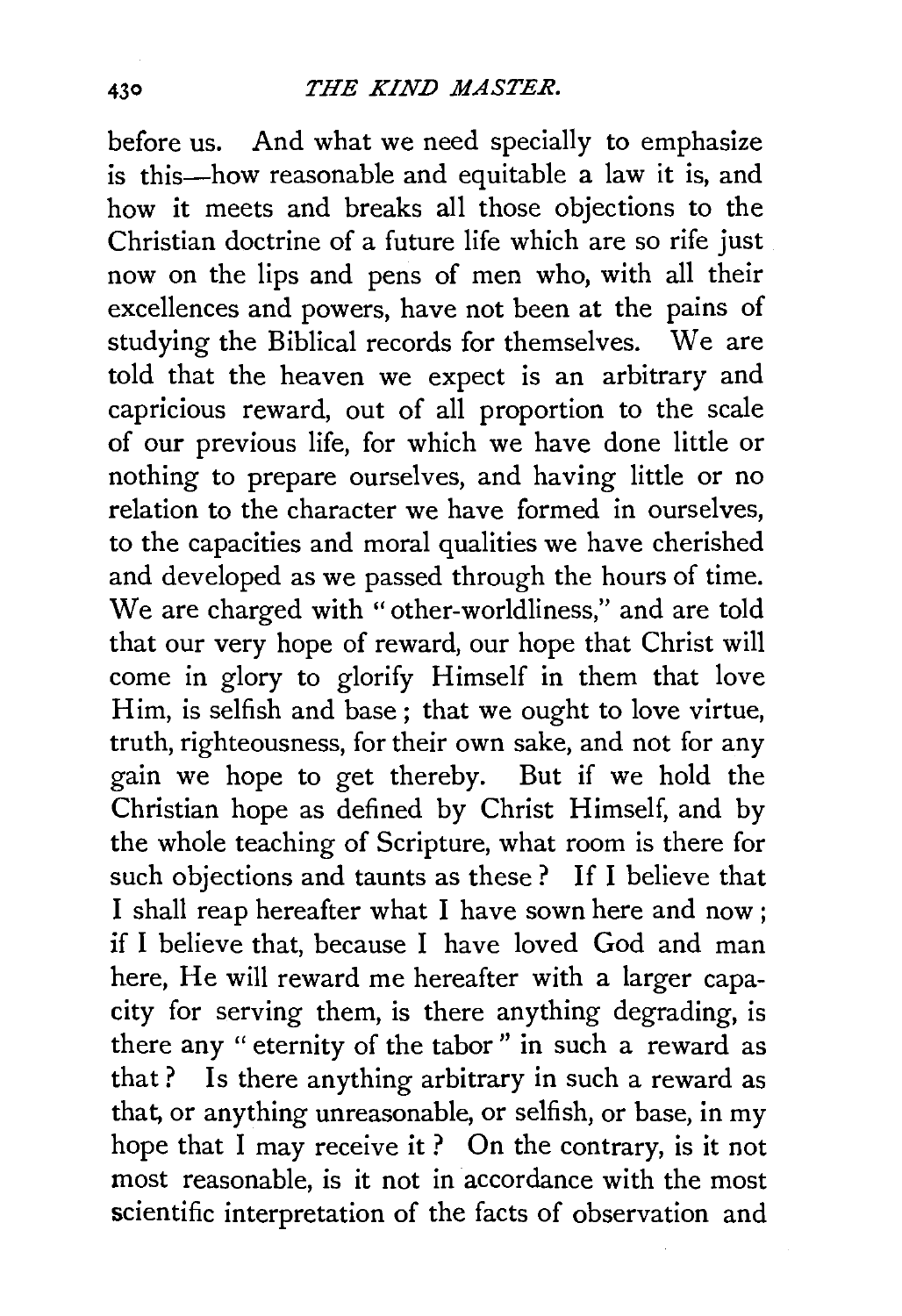before us. And what we need specially to emphasize is this—how reasonable and equitable a law it is, and how it meets and breaks all those objections to the Christian doctrine of a future life which are so rife just now on the lips and pens of men who, with all their excellences and powers, have not been at the pains of studying the Biblical records for themselves. We are told that the heaven we expect is an arbitrary and capricious reward, out of all proportion to the scale of our previous life, for which we have done little or nothing to prepare ourselves, and having little or no relation to the character we have formed in ourselves, to the capacities and moral qualities we have cherished and developed as we passed through the hours of time. We are charged with "other-worldliness," and are told that our very hope of reward, our hope that Christ will come in glory to glorify Himself in them that love Him, is selfish and base; that we ought to love virtue, truth, righteousness, for their own sake, and not for any gain we hope to get thereby. But if we hold the Christian hope as defined by Christ Himself, and by the whole teaching of Scripture, what room is there for such objections and taunts as these? If I believe that I shall reap hereafter what I have sown here and now; if I believe that, because I have loved God and man here, He will reward me hereafter with a larger capacity for serving them, is there anything degrading, is there any "eternity of the tabor" in such a reward as that? Is there anything arbitrary in such a reward as that, or anything unreasonable, or selfish, or base, in my hope that I may receive it? On the contrary, is it not most reasonable, is it not in accordance with the most scientific interpretation of the facts of observation and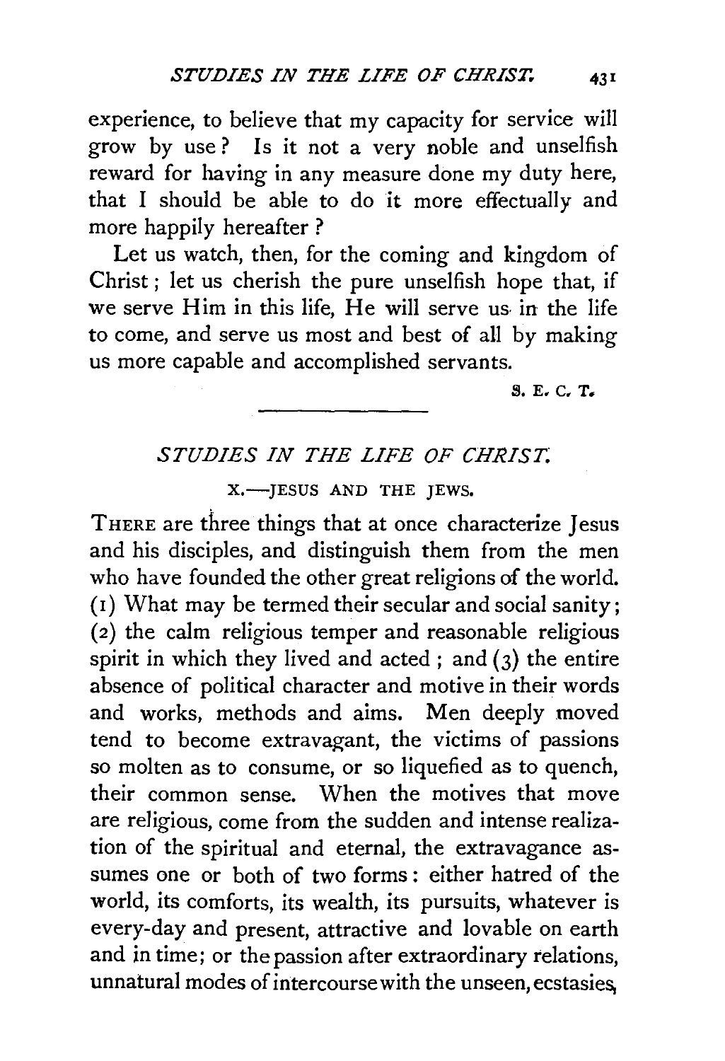experience, to believe that my capacity for service will grow by use? Is it not a very noble and unselfish reward for having in any measure done my duty here, that I should be able to do it more effectually and more happily hereafter?

Let us watch, then, for the coming and kingdom of Christ; let us cherish the pure unselfish hope that, if we serve Him in this life, He will serve us in the life to come, and serve us most and best of all by making us more capable and accomplished servants.

S. E. C. T.

---

## *STUDIES IN THE LIFE OF CHRIST.*

### X.—JESUS AND THE JEWS.

THERE are three things that at once characterize Jesus and his disciples, and distinguish them from the men who have founded the other great religions of the world. (1) What may be termed their secular and social sanity; (2) the calm religious temper and reasonable religious spirit in which they lived and acted; and (3) the entire absence of political character and motive in their words and works, methods and aims. Men deeply moved tend to become extravagant, the victims of passions so molten as to consume, or so liquefied as to quench, their common sense. When the motives that move are religious, come from the sudden and intense realization of the spiritual and eternal, the extravagance assumes one or both of two forms: either hatred of the world, its comforts, its wealth, its pursuits, whatever is every-day and present, attractive and lovable on earth and in time; or the passion after extraordinary relations, unnatural modes of intercourse with the unseen, ecstasies,